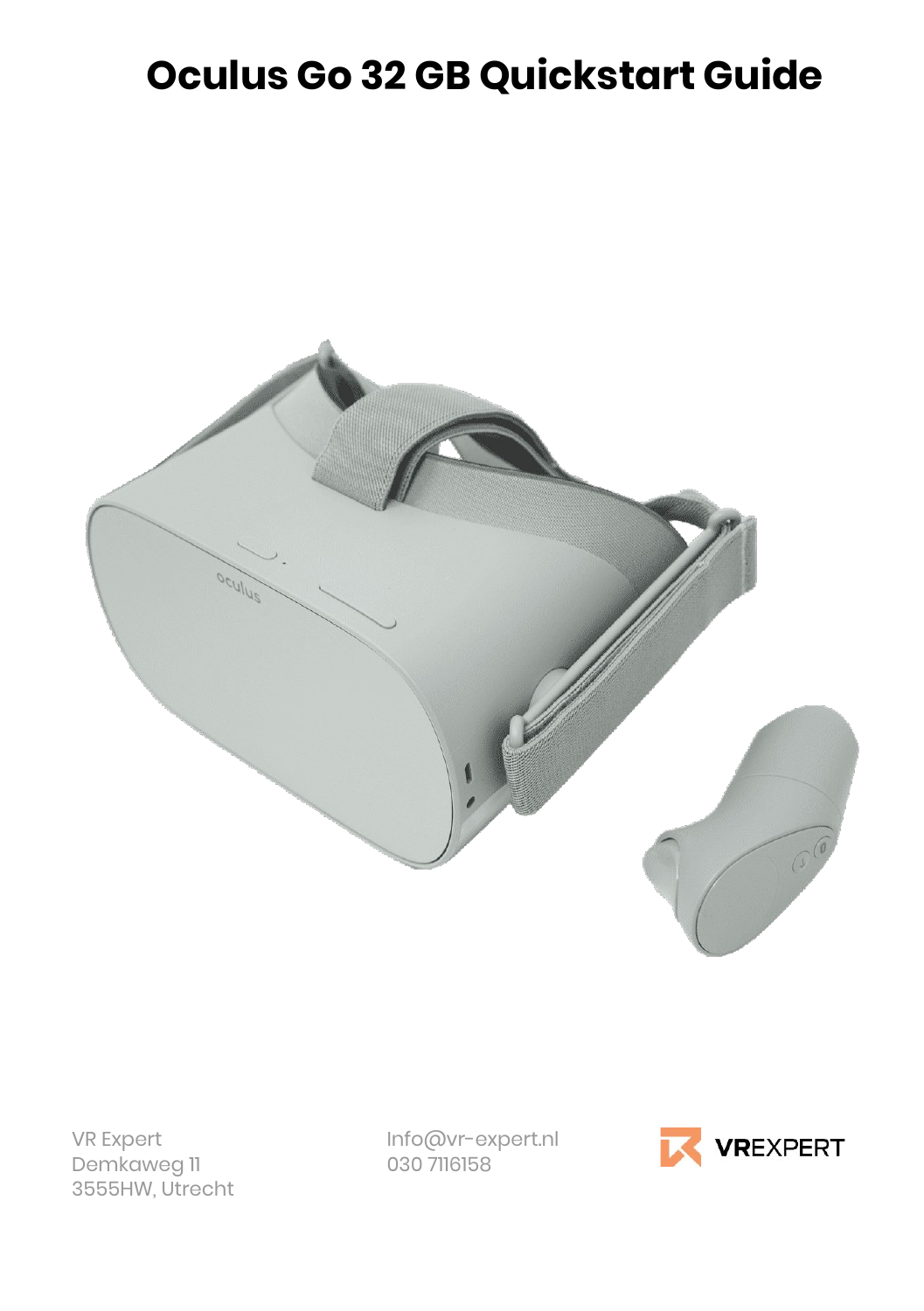# Oculus Go 32 GB Quickstart Guide

VR Expert
Demkaweg 11
3555HW, Utrecht

Info@vr-expert.nl
030 7116158

VREXPERT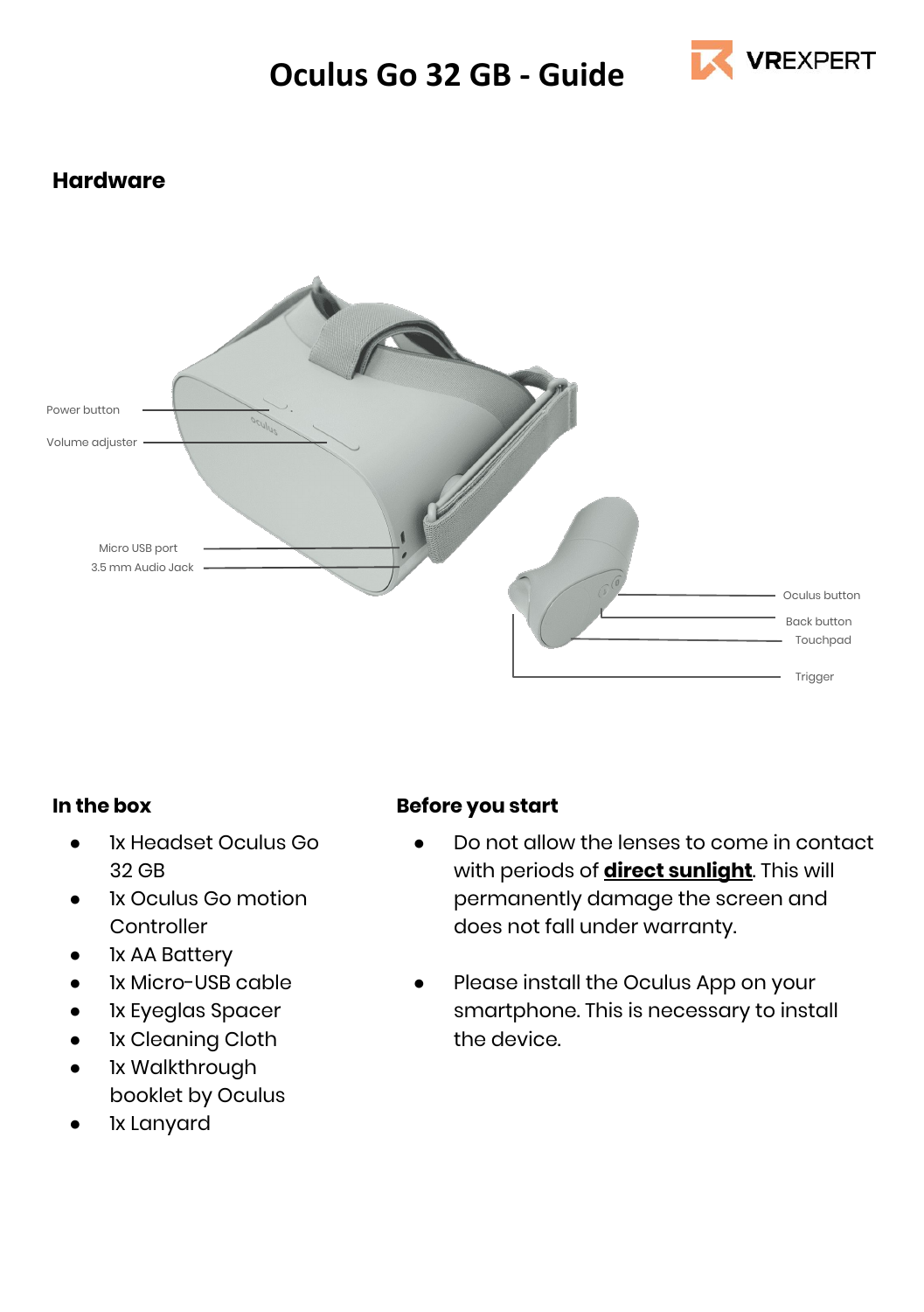# Oculus Go 32 GB - Guide

## Hardware

Power button

Volume adjuster

Micro USB port

3.5 mm Audio Jack

Oculus button

Back button

Touchpad

Trigger

### In the box

- 1x Headset Oculus Go 32 GB
- 1x Oculus Go motion Controller
- 1x AA Battery
- 1x Micro-USB cable
- 1x Eyeglas Spacer
- 1x Cleaning Cloth
- 1x Walkthrough booklet by Oculus
- 1x Lanyard

### Before you start

- Do not allow the lenses to come in contact with periods of **direct sunlight**. This will permanently damage the screen and does not fall under warranty.
- Please install the Oculus App on your smartphone. This is necessary to install the device.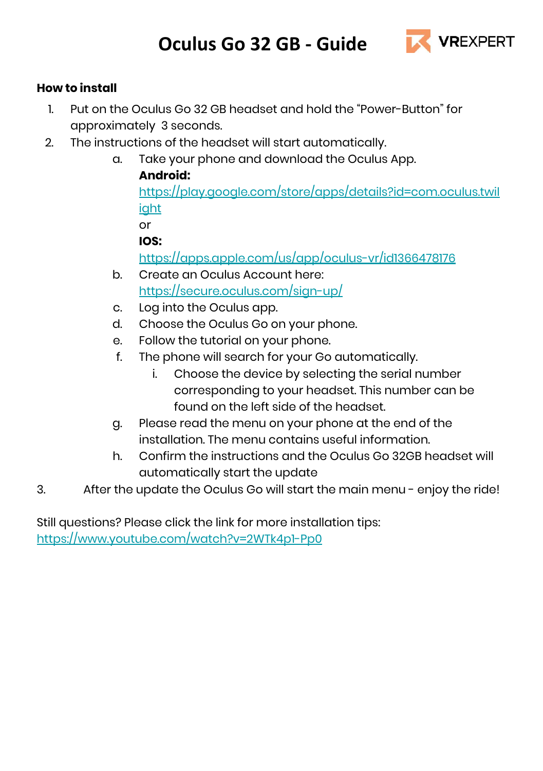# Oculus Go 32 GB - Guide

VREXPERT

**How to install**

1. Put on the Oculus Go 32 GB headset and hold the “Power-Button” for approximately 3 seconds.
2. The instructions of the headset will start automatically.
   a. Take your phone and download the Oculus App.
      **Android:**
      https://play.google.com/store/apps/details?id=com.oculus.twilight
      or
      **IOS:**
      https://apps.apple.com/us/app/oculus-vr/id1366478176
   b. Create an Oculus Account here:
      https://secure.oculus.com/sign-up/
   c. Log into the Oculus app.
   d. Choose the Oculus Go on your phone.
   e. Follow the tutorial on your phone.
   f. The phone will search for your Go automatically.
      i. Choose the device by selecting the serial number corresponding to your headset. This number can be found on the left side of the headset.
   g. Please read the menu on your phone at the end of the installation. The menu contains useful information.
   h. Confirm the instructions and the Oculus Go 32GB headset will automatically start the update
3. After the update the Oculus Go will start the main menu - enjoy the ride!

Still questions? Please click the link for more installation tips:
https://www.youtube.com/watch?v=2WTk4p1-Pp0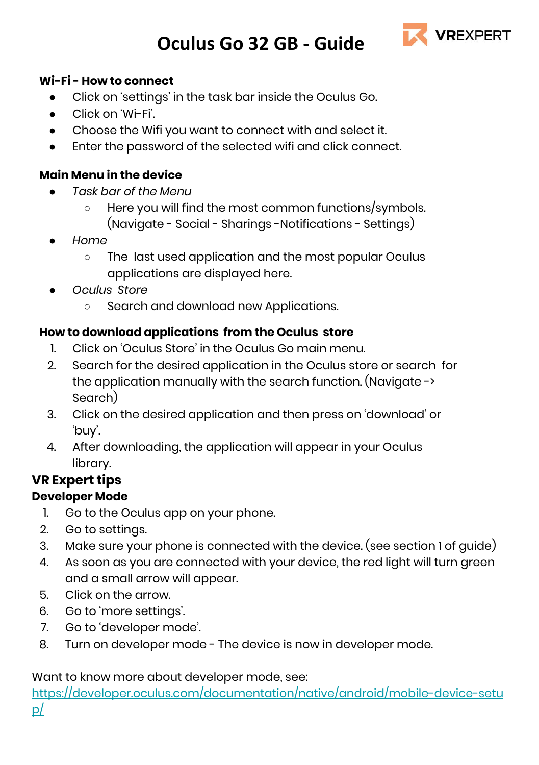# Oculus Go 32 GB - Guide

VREXPERT

**Wi-Fi - How to connect**

- Click on 'settings' in the task bar inside the Oculus Go.
- Click on 'Wi-Fi'.
- Choose the Wifi you want to connect with and select it.
- Enter the password of the selected wifi and click connect.

**Main Menu in the device**

- *Task bar of the Menu*
    - Here you will find the most common functions/symbols. (Navigate - Social - Sharings -Notifications - Settings)
- *Home*
    - The last used application and the most popular Oculus applications are displayed here.
- *Oculus Store*
    - Search and download new Applications.

**How to download applications from the Oculus store**

1. Click on 'Oculus Store' in the Oculus Go main menu.
2. Search for the desired application in the Oculus store or search for the application manually with the search function. (Navigate -> Search)
3. Click on the desired application and then press on 'download' or 'buy'.
4. After downloading, the application will appear in your Oculus library.

## VR Expert tips

**Developer Mode**

1. Go to the Oculus app on your phone.
2. Go to settings.
3. Make sure your phone is connected with the device. (see section 1 of guide)
4. As soon as you are connected with your device, the red light will turn green and a small arrow will appear.
5. Click on the arrow.
6. Go to 'more settings'.
7. Go to 'developer mode'.
8. Turn on developer mode - The device is now in developer mode.

Want to know more about developer mode, see:
https://developer.oculus.com/documentation/native/android/mobile-device-setup/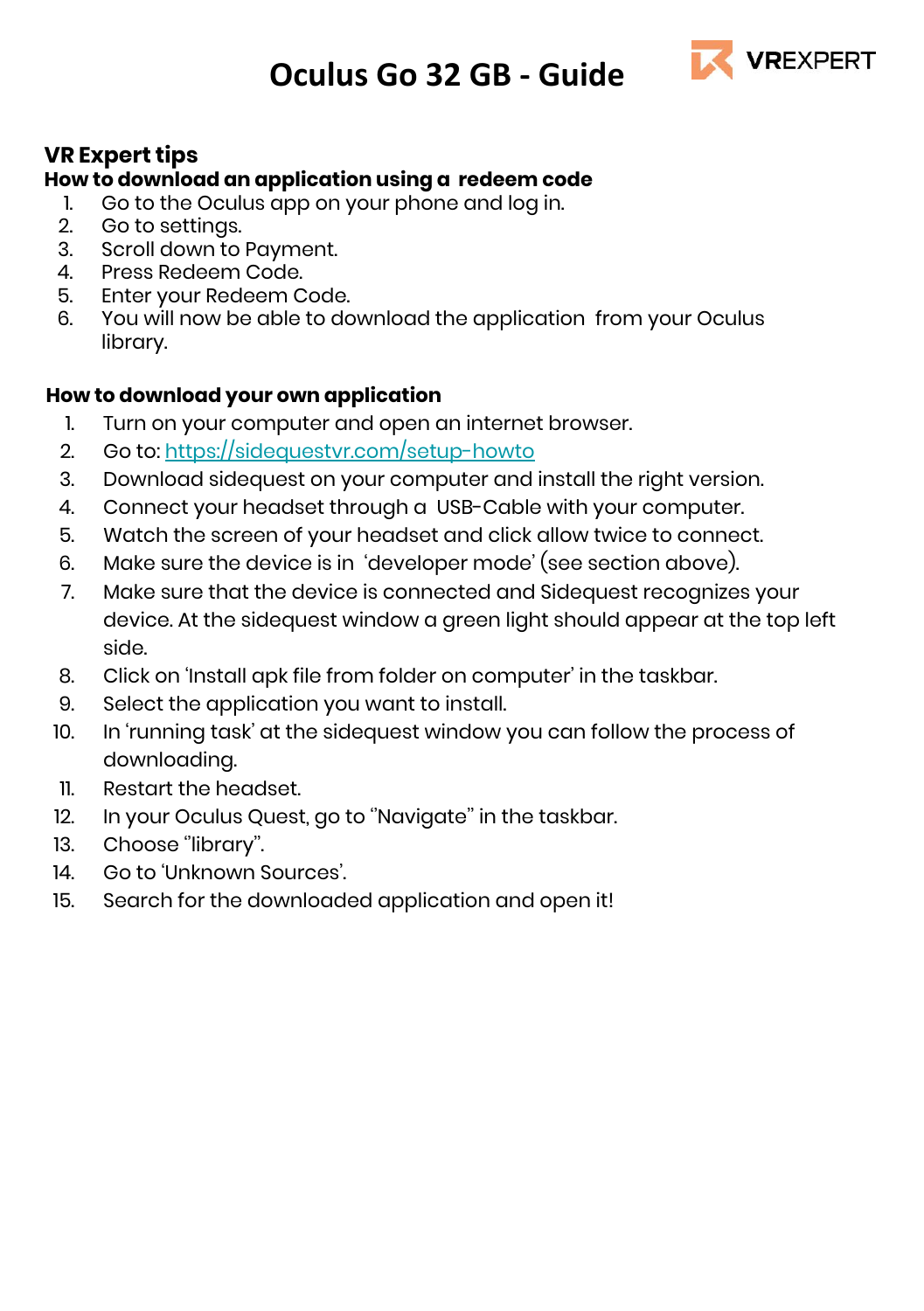# Oculus Go 32 GB - Guide

VREXPERT

## VR Expert tips

### How to download an application using a redeem code

1. Go to the Oculus app on your phone and log in.
2. Go to settings.
3. Scroll down to Payment.
4. Press Redeem Code.
5. Enter your Redeem Code.
6. You will now be able to download the application from your Oculus library.

### How to download your own application

1. Turn on your computer and open an internet browser.
2. Go to: https://sidequestvr.com/setup-howto
3. Download sidequest on your computer and install the right version.
4. Connect your headset through a USB-Cable with your computer.
5. Watch the screen of your headset and click allow twice to connect.
6. Make sure the device is in 'developer mode' (see section above).
7. Make sure that the device is connected and Sidequest recognizes your device. At the sidequest window a green light should appear at the top left side.
8. Click on 'Install apk file from folder on computer' in the taskbar.
9. Select the application you want to install.
10. In 'running task' at the sidequest window you can follow the process of downloading.
11. Restart the headset.
12. In your Oculus Quest, go to "Navigate" in the taskbar.
13. Choose "library".
14. Go to 'Unknown Sources'.
15. Search for the downloaded application and open it!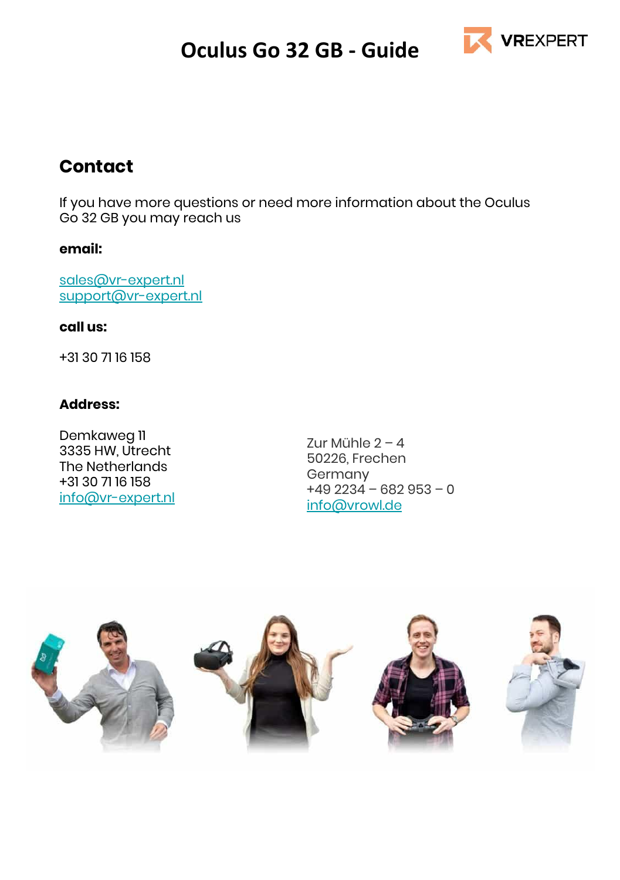# Oculus Go 32 GB - Guide

## Contact

If you have more questions or need more information about the Oculus Go 32 GB you may reach us

**email:**

sales@vr-expert.nl
support@vr-expert.nl

**call us:**

+31 30 71 16 158

**Address:**

Demkaweg 11
3335 HW, Utrecht
The Netherlands
+31 30 71 16 158
info@vr-expert.nl

Zur Mühle 2 – 4
50226, Frechen
Germany
+49 2234 – 682 953 – 0
info@vrowl.de